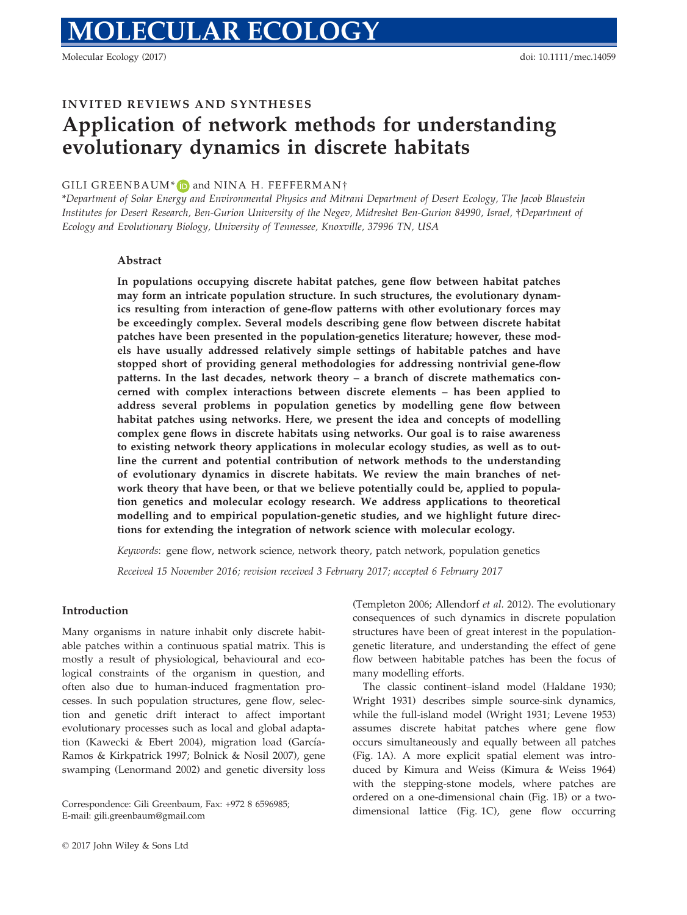INVITED REVIEWS AND SYNTHESES

# Application of network methods for understanding evolutionary dynamics in discrete habitats

GILI GREENBAUM* and NINA H. FEFFERMAN†

*Department of Solar Energy and Environmental Physics and Mitrani Department of Desert Ecology, The Jacob Blaustein Institutes for Desert Research, Ben-Gurion University of the Negev, Midreshet Ben-Gurion 84990, Israel, †Department of Ecology and Evolutionary Biology, University of Tennessee, Knoxville, 37996 TN, USA

## Abstract

**In populations occupying discrete habitat patches, gene flow between habitat patches may form an intricate population structure. In such structures, the evolutionary dynamics resulting from interaction of gene-flow patterns with other evolutionary forces may be exceedingly complex. Several models describing gene flow between discrete habitat patches have been presented in the population-genetics literature; however, these models have usually addressed relatively simple settings of habitable patches and have stopped short of providing general methodologies for addressing nontrivial gene-flow patterns. In the last decades, network theory – a branch of discrete mathematics concerned with complex interactions between discrete elements – has been applied to address several problems in population genetics by modelling gene flow between habitat patches using networks. Here, we present the idea and concepts of modelling complex gene flows in discrete habitats using networks. Our goal is to raise awareness to existing network theory applications in molecular ecology studies, as well as to outline the current and potential contribution of network methods to the understanding of evolutionary dynamics in discrete habitats. We review the main branches of network theory that have been, or that we believe potentially could be, applied to population genetics and molecular ecology research. We address applications to theoretical modelling and to empirical population-genetic studies, and we highlight future directions for extending the integration of network science with molecular ecology.**

*Keywords*: gene flow, network science, network theory, patch network, population genetics

*Received 15 November 2016; revision received 3 February 2017; accepted 6 February 2017*

## Introduction

Many organisms in nature inhabit only discrete habitable patches within a continuous spatial matrix. This is mostly a result of physiological, behavioural and ecological constraints of the organism in question, and often also due to human-induced fragmentation processes. In such population structures, gene flow, selection and genetic drift interact to affect important evolutionary processes such as local and global adaptation (Kawecki & Ebert 2004), migration load (García-Ramos & Kirkpatrick 1997; Bolnick & Nosil 2007), gene swamping (Lenormand 2002) and genetic diversity loss (Templeton 2006; Allendorf *et al.* 2012). The evolutionary consequences of such dynamics in discrete population structures have been of great interest in the population-genetic literature, and understanding the effect of gene flow between habitable patches has been the focus of many modelling efforts.

The classic continent–island model (Haldane 1930; Wright 1931) describes simple source-sink dynamics, while the full-island model (Wright 1931; Levene 1953) assumes discrete habitat patches where gene flow occurs simultaneously and equally between all patches (Fig. 1A). A more explicit spatial element was introduced by Kimura and Weiss (Kimura & Weiss 1964) with the stepping-stone models, where patches are ordered on a one-dimensional chain (Fig. 1B) or a two-dimensional lattice (Fig. 1C), gene flow occurring

Correspondence: Gili Greenbaum, Fax: +972 8 6596985; E-mail: gili.greenbaum@gmail.com

© 2017 John Wiley & Sons Ltd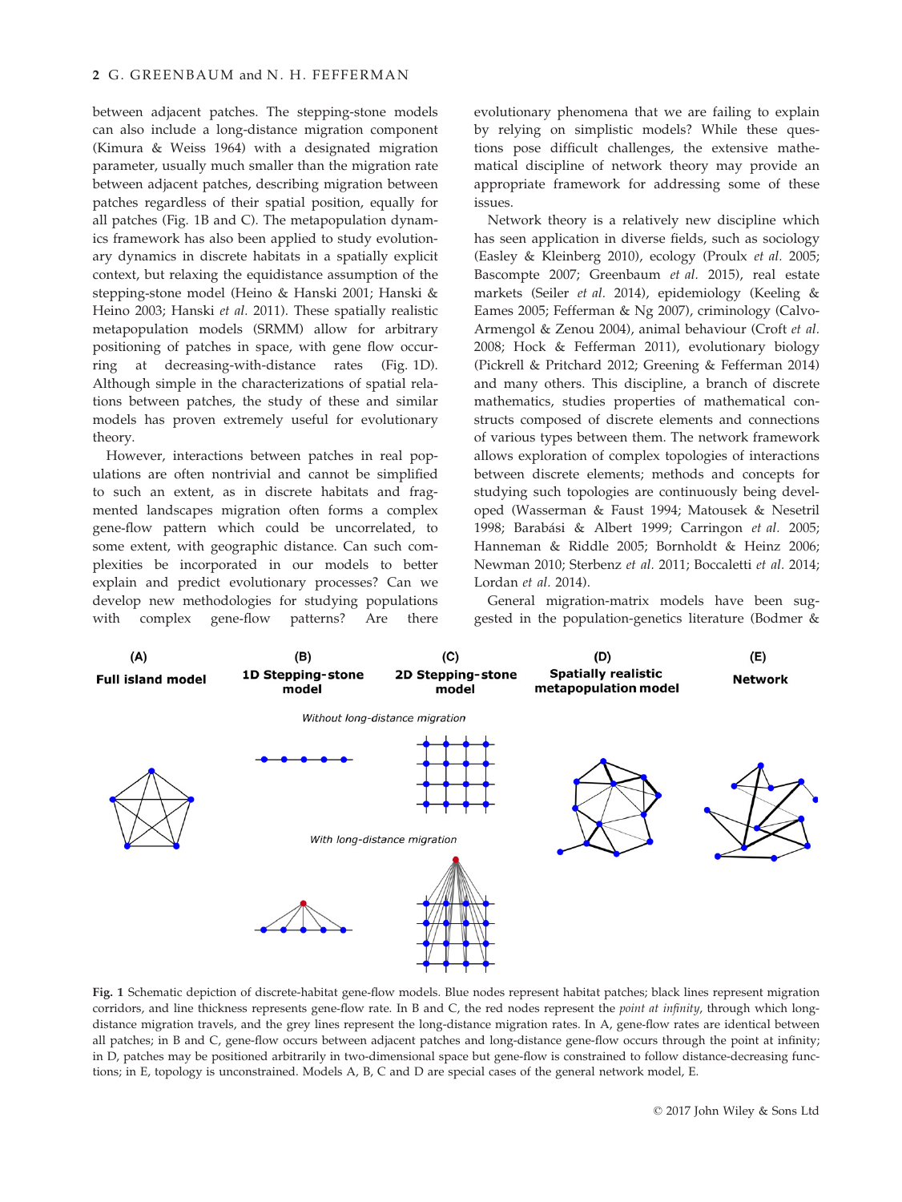between adjacent patches. The stepping-stone models can also include a long-distance migration component (Kimura & Weiss 1964) with a designated migration parameter, usually much smaller than the migration rate between adjacent patches, describing migration between patches regardless of their spatial position, equally for all patches (Fig. 1B and C). The metapopulation dynamics framework has also been applied to study evolutionary dynamics in discrete habitats in a spatially explicit context, but relaxing the equidistance assumption of the stepping-stone model (Heino & Hanski 2001; Hanski & Heino 2003; Hanski *et al.* 2011). These spatially realistic metapopulation models (SRMM) allow for arbitrary positioning of patches in space, with gene flow occurring at decreasing-with-distance rates (Fig. 1D). Although simple in the characterizations of spatial relations between patches, the study of these and similar models has proven extremely useful for evolutionary theory.

However, interactions between patches in real populations are often nontrivial and cannot be simplified to such an extent, as in discrete habitats and fragmented landscapes migration often forms a complex gene-flow pattern which could be uncorrelated, to some extent, with geographic distance. Can such complexities be incorporated in our models to better explain and predict evolutionary processes? Can we develop new methodologies for studying populations with complex gene-flow patterns? Are there evolutionary phenomena that we are failing to explain by relying on simplistic models? While these questions pose difficult challenges, the extensive mathematical discipline of network theory may provide an appropriate framework for addressing some of these issues.

Network theory is a relatively new discipline which has seen application in diverse fields, such as sociology (Easley & Kleinberg 2010), ecology (Proulx *et al.* 2005; Bascompte 2007; Greenbaum *et al.* 2015), real estate markets (Seiler *et al.* 2014), epidemiology (Keeling & Eames 2005; Fefferman & Ng 2007), criminology (Calvo-Armengol & Zenou 2004), animal behaviour (Croft *et al.* 2008; Hock & Fefferman 2011), evolutionary biology (Pickrell & Pritchard 2012; Greening & Fefferman 2014) and many others. This discipline, a branch of discrete mathematics, studies properties of mathematical constructs composed of discrete elements and connections of various types between them. The network framework allows exploration of complex topologies of interactions between discrete elements; methods and concepts for studying such topologies are continuously being developed (Wasserman & Faust 1994; Matousek & Nesetril 1998; Barabási & Albert 1999; Carrington *et al.* 2005; Hanneman & Riddle 2005; Bornholdt & Heinz 2006; Newman 2010; Sterbenz *et al.* 2011; Boccaletti *et al.* 2014; Lordan *et al.* 2014).

General migration-matrix models have been suggested in the population-genetics literature (Bodmer &

**Fig. 1** Schematic depiction of discrete-habitat gene-flow models. Blue nodes represent habitat patches; black lines represent migration corridors, and line thickness represents gene-flow rate. In B and C, the red nodes represent the *point at infinity*, through which long-distance migration travels, and the grey lines represent the long-distance migration rates. In A, gene-flow rates are identical between all patches; in B and C, gene-flow occurs between adjacent patches and long-distance gene-flow occurs through the point at infinity; in D, patches may be positioned arbitrarily in two-dimensional space but gene-flow is constrained to follow distance-decreasing functions; in E, topology is unconstrained. Models A, B, C and D are special cases of the general network model, E.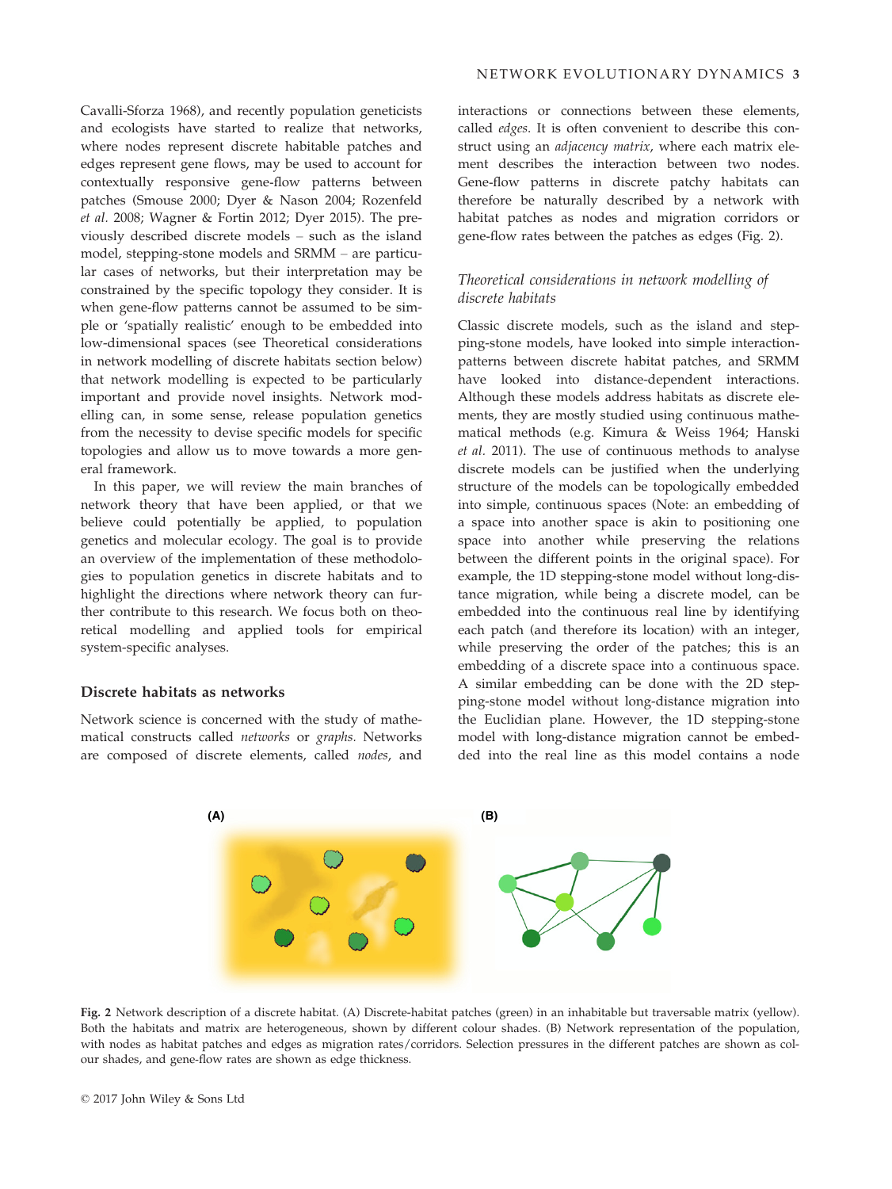Cavalli-Sforza 1968), and recently population geneticists and ecologists have started to realize that networks, where nodes represent discrete habitable patches and edges represent gene flows, may be used to account for contextually responsive gene-flow patterns between patches (Smouse 2000; Dyer & Nason 2004; Rozenfeld *et al.* 2008; Wagner & Fortin 2012; Dyer 2015). The previously described discrete models – such as the island model, stepping-stone models and SRMM – are particular cases of networks, but their interpretation may be constrained by the specific topology they consider. It is when gene-flow patterns cannot be assumed to be simple or 'spatially realistic' enough to be embedded into low-dimensional spaces (see Theoretical considerations in network modelling of discrete habitats section below) that network modelling is expected to be particularly important and provide novel insights. Network modelling can, in some sense, release population genetics from the necessity to devise specific models for specific topologies and allow us to move towards a more general framework.

In this paper, we will review the main branches of network theory that have been applied, or that we believe could potentially be applied, to population genetics and molecular ecology. The goal is to provide an overview of the implementation of these methodologies to population genetics in discrete habitats and to highlight the directions where network theory can further contribute to this research. We focus both on theoretical modelling and applied tools for empirical system-specific analyses.

## Discrete habitats as networks

Network science is concerned with the study of mathematical constructs called *networks* or *graphs*. Networks are composed of discrete elements, called *nodes*, and interactions or connections between these elements, called *edges*. It is often convenient to describe this construct using an *adjacency matrix*, where each matrix element describes the interaction between two nodes. Gene-flow patterns in discrete patchy habitats can therefore be naturally described by a network with habitat patches as nodes and migration corridors or gene-flow rates between the patches as edges (Fig. 2).

### *Theoretical considerations in network modelling of discrete habitats*

Classic discrete models, such as the island and stepping-stone models, have looked into simple interaction-patterns between discrete habitat patches, and SRMM have looked into distance-dependent interactions. Although these models address habitats as discrete elements, they are mostly studied using continuous mathematical methods (e.g. Kimura & Weiss 1964; Hanski *et al.* 2011). The use of continuous methods to analyse discrete models can be justified when the underlying structure of the models can be topologically embedded into simple, continuous spaces (Note: an embedding of a space into another space is akin to positioning one space into another while preserving the relations between the different points in the original space). For example, the 1D stepping-stone model without long-distance migration, while being a discrete model, can be embedded into the continuous real line by identifying each patch (and therefore its location) with an integer, while preserving the order of the patches; this is an embedding of a discrete space into a continuous space. A similar embedding can be done with the 2D stepping-stone model without long-distance migration into the Euclidian plane. However, the 1D stepping-stone model with long-distance migration cannot be embedded into the real line as this model contains a node

Fig. 2 Network description of a discrete habitat. (A) Discrete-habitat patches (green) in an inhabitable but traversable matrix (yellow). Both the habitats and matrix are heterogeneous, shown by different colour shades. (B) Network representation of the population, with nodes as habitat patches and edges as migration rates/corridors. Selection pressures in the different patches are shown as colour shades, and gene-flow rates are shown as edge thickness.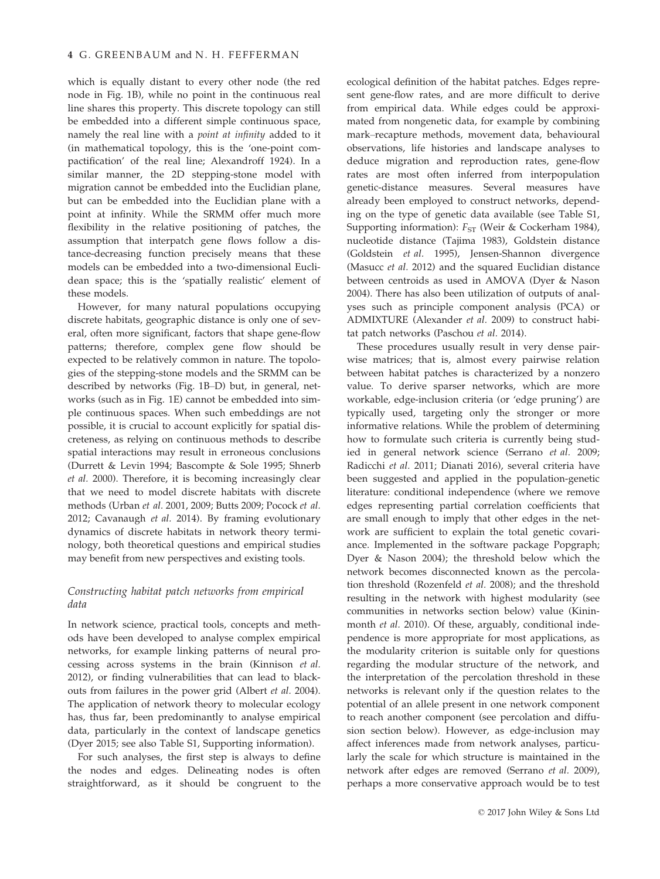which is equally distant to every other node (the red node in Fig. 1B), while no point in the continuous real line shares this property. This discrete topology can still be embedded into a different simple continuous space, namely the real line with a *point at infinity* added to it (in mathematical topology, this is the 'one-point compactification' of the real line; Alexandroff 1924). In a similar manner, the 2D stepping-stone model with migration cannot be embedded into the Euclidian plane, but can be embedded into the Euclidian plane with a point at infinity. While the SRMM offer much more flexibility in the relative positioning of patches, the assumption that interpatch gene flows follow a distance-decreasing function precisely means that these models can be embedded into a two-dimensional Euclidean space; this is the 'spatially realistic' element of these models.

However, for many natural populations occupying discrete habitats, geographic distance is only one of several, often more significant, factors that shape gene-flow patterns; therefore, complex gene flow should be expected to be relatively common in nature. The topologies of the stepping-stone models and the SRMM can be described by networks (Fig. 1B–D) but, in general, networks (such as in Fig. 1E) cannot be embedded into simple continuous spaces. When such embeddings are not possible, it is crucial to account explicitly for spatial discreteness, as relying on continuous methods to describe spatial interactions may result in erroneous conclusions (Durrett & Levin 1994; Bascompte & Sole 1995; Shnerb *et al.* 2000). Therefore, it is becoming increasingly clear that we need to model discrete habitats with discrete methods (Urban *et al.* 2001, 2009; Butts 2009; Pocock *et al.* 2012; Cavanaugh *et al.* 2014). By framing evolutionary dynamics of discrete habitats in network theory terminology, both theoretical questions and empirical studies may benefit from new perspectives and existing tools.

### *Constructing habitat patch networks from empirical data*

In network science, practical tools, concepts and methods have been developed to analyse complex empirical networks, for example linking patterns of neural processing across systems in the brain (Kinnison *et al.* 2012), or finding vulnerabilities that can lead to blackouts from failures in the power grid (Albert *et al.* 2004). The application of network theory to molecular ecology has, thus far, been predominantly to analyse empirical data, particularly in the context of landscape genetics (Dyer 2015; see also Table S1, Supporting information).

For such analyses, the first step is always to define the nodes and edges. Delineating nodes is often straightforward, as it should be congruent to the ecological definition of the habitat patches. Edges represent gene-flow rates, and are more difficult to derive from empirical data. While edges could be approximated from nongenetic data, for example by combining mark–recapture methods, movement data, behavioural observations, life histories and landscape analyses to deduce migration and reproduction rates, gene-flow rates are most often inferred from interpopulation genetic-distance measures. Several measures have already been employed to construct networks, depending on the type of genetic data available (see Table S1, Supporting information): $F_{ST}$ (Weir & Cockerham 1984), nucleotide distance (Tajima 1983), Goldstein distance (Goldstein *et al.* 1995), Jensen-Shannon divergence (Masucc *et al.* 2012) and the squared Euclidian distance between centroids as used in AMOVA (Dyer & Nason 2004). There has also been utilization of outputs of analyses such as principle component analysis (PCA) or ADMIXTURE (Alexander *et al.* 2009) to construct habitat patch networks (Paschou *et al.* 2014).

These procedures usually result in very dense pairwise matrices; that is, almost every pairwise relation between habitat patches is characterized by a nonzero value. To derive sparser networks, which are more workable, edge-inclusion criteria (or 'edge pruning') are typically used, targeting only the stronger or more informative relations. While the problem of determining how to formulate such criteria is currently being studied in general network science (Serrano *et al.* 2009; Radicchi *et al.* 2011; Dianati 2016), several criteria have been suggested and applied in the population-genetic literature: conditional independence (where we remove edges representing partial correlation coefficients that are small enough to imply that other edges in the network are sufficient to explain the total genetic covariance. Implemented in the software package Popgraph; Dyer & Nason 2004); the threshold below which the network becomes disconnected known as the percolation threshold (Rozenfeld *et al.* 2008); and the threshold resulting in the network with highest modularity (see communities in networks section below) value (Kininmonth *et al.* 2010). Of these, arguably, conditional independence is more appropriate for most applications, as the modularity criterion is suitable only for questions regarding the modular structure of the network, and the interpretation of the percolation threshold in these networks is relevant only if the question relates to the potential of an allele present in one network component to reach another component (see percolation and diffusion section below). However, as edge-inclusion may affect inferences made from network analyses, particularly the scale for which structure is maintained in the network after edges are removed (Serrano *et al.* 2009), perhaps a more conservative approach would be to test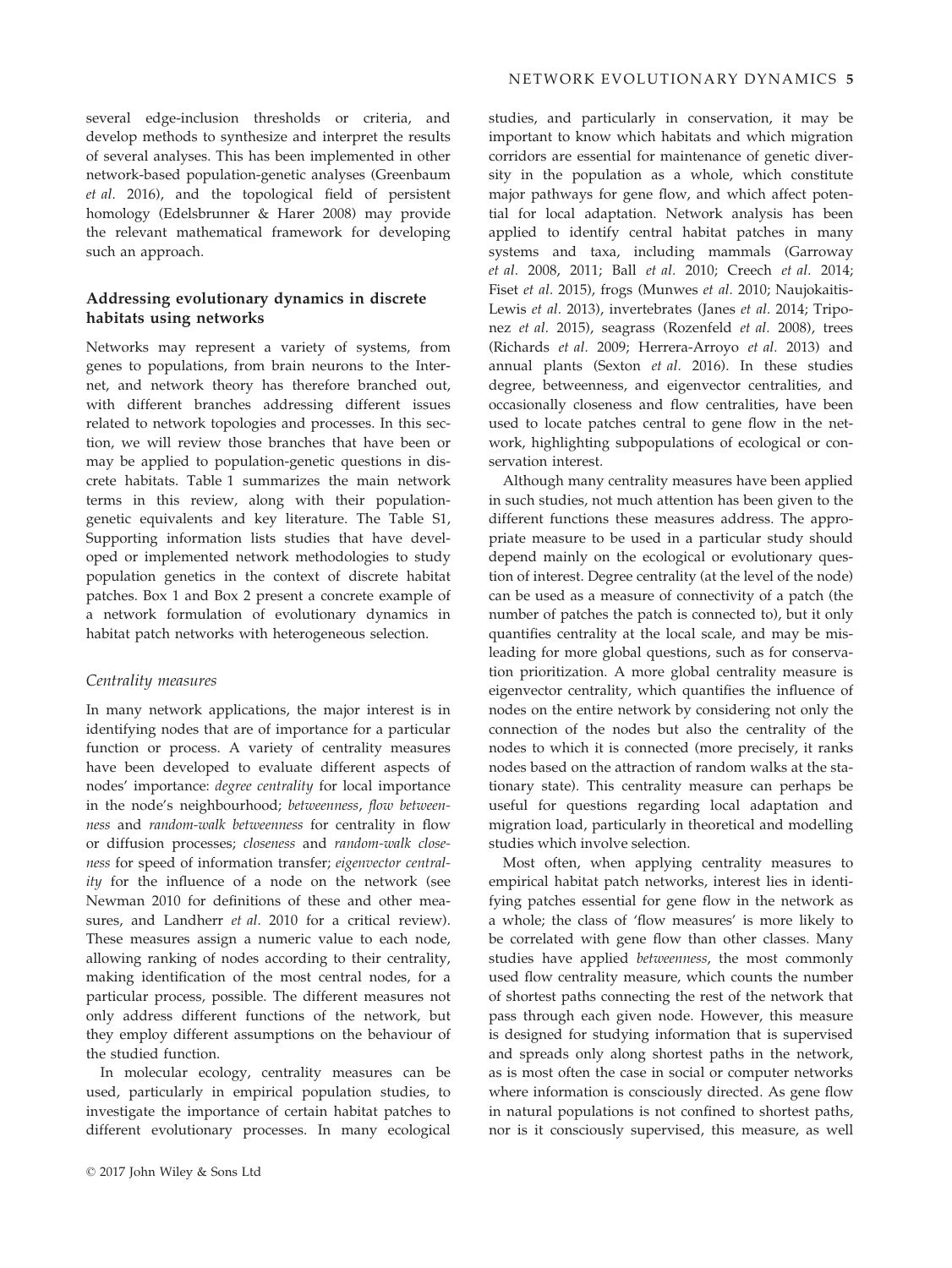several edge-inclusion thresholds or criteria, and develop methods to synthesize and interpret the results of several analyses. This has been implemented in other network-based population-genetic analyses (Greenbaum *et al.* 2016), and the topological field of persistent homology (Edelsbrunner & Harer 2008) may provide the relevant mathematical framework for developing such an approach.

## Addressing evolutionary dynamics in discrete habitats using networks

Networks may represent a variety of systems, from genes to populations, from brain neurons to the Internet, and network theory has therefore branched out, with different branches addressing different issues related to network topologies and processes. In this section, we will review those branches that have been or may be applied to population-genetic questions in discrete habitats. Table 1 summarizes the main network terms in this review, along with their population-genetic equivalents and key literature. The Table S1, Supporting information lists studies that have developed or implemented network methodologies to study population genetics in the context of discrete habitat patches. Box 1 and Box 2 present a concrete example of a network formulation of evolutionary dynamics in habitat patch networks with heterogeneous selection.

### *Centrality measures*

In many network applications, the major interest is in identifying nodes that are of importance for a particular function or process. A variety of centrality measures have been developed to evaluate different aspects of nodes' importance: *degree centrality* for local importance in the node's neighbourhood; *betweenness*, *flow betweenness* and *random-walk betweenness* for centrality in flow or diffusion processes; *closeness* and *random-walk closeness* for speed of information transfer; *eigenvector centrality* for the influence of a node on the network (see Newman 2010 for definitions of these and other measures, and Landherr *et al.* 2010 for a critical review). These measures assign a numeric value to each node, allowing ranking of nodes according to their centrality, making identification of the most central nodes, for a particular process, possible. The different measures not only address different functions of the network, but they employ different assumptions on the behaviour of the studied function.

In molecular ecology, centrality measures can be used, particularly in empirical population studies, to investigate the importance of certain habitat patches to different evolutionary processes. In many ecological studies, and particularly in conservation, it may be important to know which habitats and which migration corridors are essential for maintenance of genetic diversity in the population as a whole, which constitute major pathways for gene flow, and which affect potential for local adaptation. Network analysis has been applied to identify central habitat patches in many systems and taxa, including mammals (Garroway *et al.* 2008, 2011; Ball *et al.* 2010; Creech *et al.* 2014; Fiset *et al.* 2015), frogs (Munwes *et al.* 2010; Naujokaitis-Lewis *et al.* 2013), invertebrates (Janes *et al.* 2014; Triponez *et al.* 2015), seagrass (Rozenfeld *et al.* 2008), trees (Richards *et al.* 2009; Herrera-Arroyo *et al.* 2013) and annual plants (Sexton *et al.* 2016). In these studies degree, betweenness, and eigenvector centralities, and occasionally closeness and flow centralities, have been used to locate patches central to gene flow in the network, highlighting subpopulations of ecological or conservation interest.

Although many centrality measures have been applied in such studies, not much attention has been given to the different functions these measures address. The appropriate measure to be used in a particular study should depend mainly on the ecological or evolutionary question of interest. Degree centrality (at the level of the node) can be used as a measure of connectivity of a patch (the number of patches the patch is connected to), but it only quantifies centrality at the local scale, and may be misleading for more global questions, such as for conservation prioritization. A more global centrality measure is eigenvector centrality, which quantifies the influence of nodes on the entire network by considering not only the connection of the nodes but also the centrality of the nodes to which it is connected (more precisely, it ranks nodes based on the attraction of random walks at the stationary state). This centrality measure can perhaps be useful for questions regarding local adaptation and migration load, particularly in theoretical and modelling studies which involve selection.

Most often, when applying centrality measures to empirical habitat patch networks, interest lies in identifying patches essential for gene flow in the network as a whole; the class of 'flow measures' is more likely to be correlated with gene flow than other classes. Many studies have applied *betweenness*, the most commonly used flow centrality measure, which counts the number of shortest paths connecting the rest of the network that pass through each given node. However, this measure is designed for studying information that is supervised and spreads only along shortest paths in the network, as is most often the case in social or computer networks where information is consciously directed. As gene flow in natural populations is not confined to shortest paths, nor is it consciously supervised, this measure, as well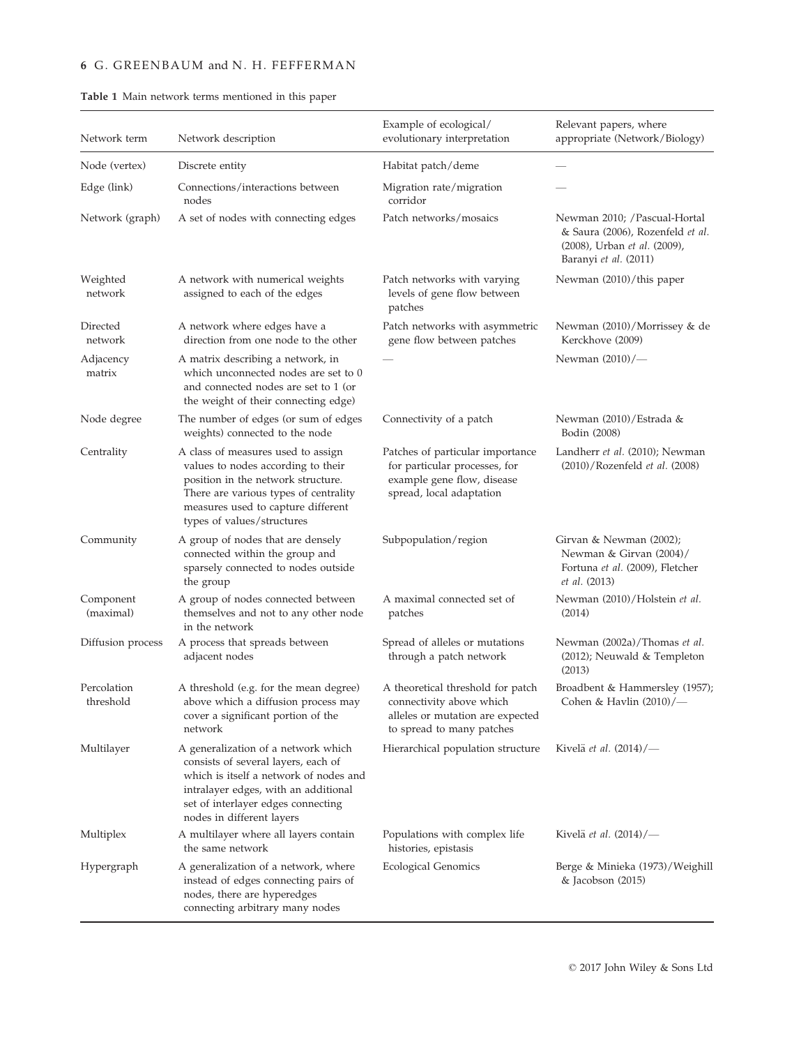**Table 1** Main network terms mentioned in this paper

| Network term | Network description | Example of ecological/ evolutionary interpretation | Relevant papers, where appropriate (Network/Biology) |
|---|---|---|---|
| Node (vertex) | Discrete entity | Habitat patch/deme | — |
| Edge (link) | Connections/interactions between nodes | Migration rate/migration corridor | — |
| Network (graph) | A set of nodes with connecting edges | Patch networks/mosaics | Newman 2010; /Pascual-Hortal & Saura (2006), Rozenfeld *et al.* (2008), Urban *et al.* (2009), Baranyi *et al.* (2011) |
| Weighted network | A network with numerical weights assigned to each of the edges | Patch networks with varying levels of gene flow between patches | Newman (2010)/this paper |
| Directed network | A network where edges have a direction from one node to the other | Patch networks with asymmetric gene flow between patches | Newman (2010)/Morrissey & de Kerckhove (2009) |
| Adjacency matrix | A matrix describing a network, in which unconnected nodes are set to 0 and connected nodes are set to 1 (or the weight of their connecting edge) | — | Newman (2010)/— |
| Node degree | The number of edges (or sum of edges weights) connected to the node | Connectivity of a patch | Newman (2010)/Estrada & Bodin (2008) |
| Centrality | A class of measures used to assign values to nodes according to their position in the network structure. There are various types of centrality measures used to capture different types of values/structures | Patches of particular importance for particular processes, for example gene flow, disease spread, local adaptation | Landherr *et al.* (2010); Newman (2010)/Rozenfeld *et al.* (2008) |
| Community | A group of nodes that are densely connected within the group and sparsely connected to nodes outside the group | Subpopulation/region | Girvan & Newman (2002); Newman & Girvan (2004)/ Fortuna *et al.* (2009), Fletcher *et al.* (2013) |
| Component (maximal) | A group of nodes connected between themselves and not to any other node in the network | A maximal connected set of patches | Newman (2010)/Holstein *et al.* (2014) |
| Diffusion process | A process that spreads between adjacent nodes | Spread of alleles or mutations through a patch network | Newman (2002a)/Thomas *et al.* (2012); Neuwald & Templeton (2013) |
| Percolation threshold | A threshold (e.g. for the mean degree) above which a diffusion process may cover a significant portion of the network | A theoretical threshold for patch connectivity above which alleles or mutation are expected to spread to many patches | Broadbent & Hammersley (1957); Cohen & Havlin (2010)/— |
| Multilayer | A generalization of a network which consists of several layers, each of which is itself a network of nodes and intralayer edges, with an additional set of interlayer edges connecting nodes in different layers | Hierarchical population structure | Kivelä *et al.* (2014)/— |
| Multiplex | A multilayer where all layers contain the same network | Populations with complex life histories, epistasis | Kivelä *et al.* (2014)/— |
| Hypergraph | A generalization of a network, where instead of edges connecting pairs of nodes, there are hyperedges connecting arbitrary many nodes | Ecological Genomics | Berge & Minieka (1973)/Weighill & Jacobson (2015) |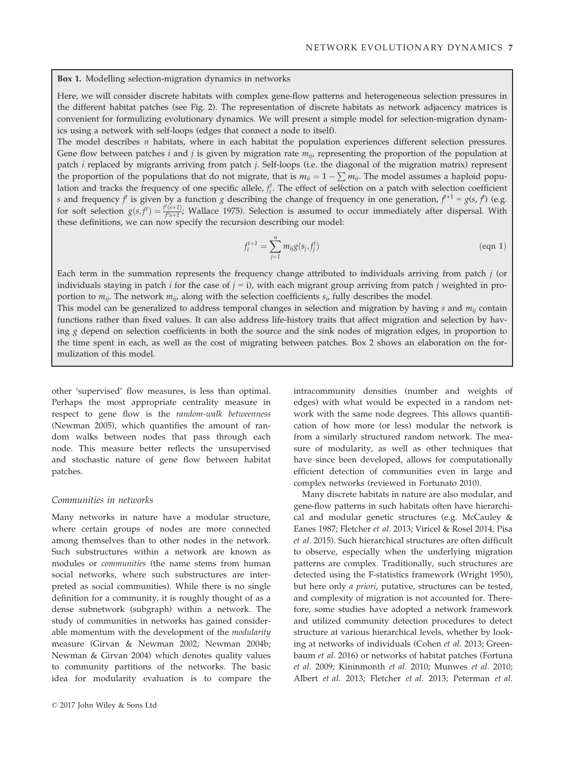**Box 1.** Modelling selection-migration dynamics in networks

Here, we will consider discrete habitats with complex gene-flow patterns and heterogeneous selection pressures in the different habitat patches (see Fig. 2). The representation of discrete habitats as network adjacency matrices is convenient for formulizing evolutionary dynamics. We will present a simple model for selection-migration dynamics using a network with self-loops (edges that connect a node to itself).

The model describes $n$ habitats, where in each habitat the population experiences different selection pressures. Gene flow between patches $i$ and $j$ is given by migration rate $m_{ij}$, representing the proportion of the population at patch $i$ replaced by migrants arriving from patch $j$. Self-loops (i.e. the diagonal of the migration matrix) represent the proportion of the populations that do not migrate, that is $m_{ii} = 1 - \sum m_{ij}$. The model assumes a haploid population and tracks the frequency of one specific allele, $f_i^t$. The effect of selection on a patch with selection coefficient $s$ and frequency $f^t$ is given by a function $g$ describing the change of frequency in one generation, $f^{t+1} = g(s, f^t)$ (e.g. for soft selection $g(s, f^t) = \frac{f^t(s+1)}{f^t s+1}$; Wallace 1975). Selection is assumed to occur immediately after dispersal. With these definitions, we can now specify the recursion describing our model:

$$f_i^{t+1} = \sum_{j=1}^{n} m_{ij} g(s_j, f_j^t) \qquad \text{(eqn 1)}$$

Each term in the summation represents the frequency change attributed to individuals arriving from patch $j$ (or individuals staying in patch $i$ for the case of $j$ = i), with each migrant group arriving from patch $j$ weighted in proportion to $m_{ij}$. The network $m_{ij}$, along with the selection coefficients $s_i$, fully describes the model.

This model can be generalized to address temporal changes in selection and migration by having $s$ and $m_{ij}$ contain functions rather than fixed values. It can also address life-history traits that affect migration and selection by having $g$ depend on selection coefficients in both the source and the sink nodes of migration edges, in proportion to the time spent in each, as well as the cost of migrating between patches. Box 2 shows an elaboration on the formulization of this model.

---

other 'supervised' flow measures, is less than optimal. Perhaps the most appropriate centrality measure in respect to gene flow is the *random-walk betweenness* (Newman 2005), which quantifies the amount of random walks between nodes that pass through each node. This measure better reflects the unsupervised and stochastic nature of gene flow between habitat patches.

### Communities in networks

Many networks in nature have a modular structure, where certain groups of nodes are more connected among themselves than to other nodes in the network. Such substructures within a network are known as modules or *communities* (the name stems from human social networks, where such substructures are interpreted as social communities). While there is no single definition for a community, it is roughly thought of as a dense subnetwork (subgraph) within a network. The study of communities in networks has gained considerable momentum with the development of the *modularity* measure (Girvan & Newman 2002; Newman 2004b; Newman & Girvan 2004) which denotes quality values to community partitions of the networks. The basic idea for modularity evaluation is to compare the intracommunity densities (number and weights of edges) with what would be expected in a random network with the same node degrees. This allows quantification of how more (or less) modular the network is from a similarly structured random network. The measure of modularity, as well as other techniques that have since been developed, allows for computationally efficient detection of communities even in large and complex networks (reviewed in Fortunato 2010).

Many discrete habitats in nature are also modular, and gene-flow patterns in such habitats often have hierarchical and modular genetic structures (e.g. McCauley & Eanes 1987; Fletcher *et al.* 2013; Viricel & Rosel 2014; Pisa *et al.* 2015). Such hierarchical structures are often difficult to observe, especially when the underlying migration patterns are complex. Traditionally, such structures are detected using the F-statistics framework (Wright 1950), but here only *a priori*, putative, structures can be tested, and complexity of migration is not accounted for. Therefore, some studies have adopted a network framework and utilized community detection procedures to detect structure at various hierarchical levels, whether by looking at networks of individuals (Cohen *et al.* 2013; Greenbaum *et al.* 2016) or networks of habitat patches (Fortuna *et al.* 2009; Kininmonth *et al.* 2010; Munwes *et al.* 2010; Albert *et al.* 2013; Fletcher *et al.* 2013; Peterman *et al.*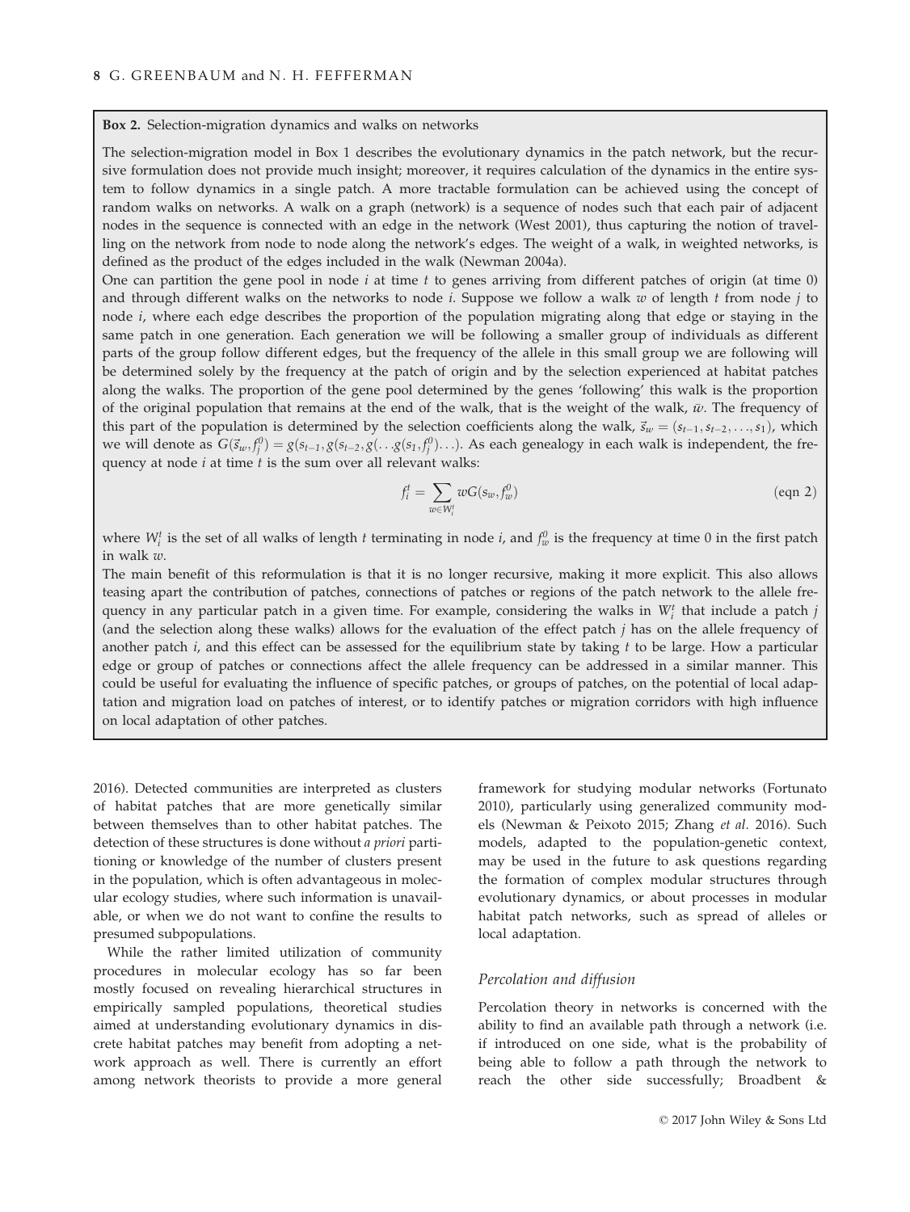**Box 2.** Selection-migration dynamics and walks on networks

The selection-migration model in Box 1 describes the evolutionary dynamics in the patch network, but the recursive formulation does not provide much insight; moreover, it requires calculation of the dynamics in the entire system to follow dynamics in a single patch. A more tractable formulation can be achieved using the concept of random walks on networks. A walk on a graph (network) is a sequence of nodes such that each pair of adjacent nodes in the sequence is connected with an edge in the network (West 2001), thus capturing the notion of travelling on the network from node to node along the network's edges. The weight of a walk, in weighted networks, is defined as the product of the edges included in the walk (Newman 2004a).

One can partition the gene pool in node $i$ at time $t$ to genes arriving from different patches of origin (at time 0) and through different walks on the networks to node $i$. Suppose we follow a walk $w$ of length $t$ from node $j$ to node $i$, where each edge describes the proportion of the population migrating along that edge or staying in the same patch in one generation. Each generation we will be following a smaller group of individuals as different parts of the group follow different edges, but the frequency of the allele in this small group we are following will be determined solely by the frequency at the patch of origin and by the selection experienced at habitat patches along the walks. The proportion of the gene pool determined by the genes 'following' this walk is the proportion of the original population that remains at the end of the walk, that is the weight of the walk, $\bar{w}$. The frequency of this part of the population is determined by the selection coefficients along the walk, $\vec{s}_w = (s_{t-1}, s_{t-2}, \ldots, s_1)$, which we will denote as $G(\vec{s}_w, f_j^0) = g(s_{t-1}, g(s_{t-2}, g(\ldots g(s_1, f_j^0)\ldots)$. As each genealogy in each walk is independent, the frequency at node $i$ at time $t$ is the sum over all relevant walks:

$$f_i^t = \sum_{w \in W_i^t} wG(s_w, f_w^0) \qquad \text{(eqn 2)}$$

where $W_i^t$ is the set of all walks of length $t$ terminating in node $i$, and $f_w^0$ is the frequency at time 0 in the first patch in walk $w$.

The main benefit of this reformulation is that it is no longer recursive, making it more explicit. This also allows teasing apart the contribution of patches, connections of patches or regions of the patch network to the allele frequency in any particular patch in a given time. For example, considering the walks in $W_i^t$ that include a patch $j$ (and the selection along these walks) allows for the evaluation of the effect patch $j$ has on the allele frequency of another patch $i$, and this effect can be assessed for the equilibrium state by taking $t$ to be large. How a particular edge or group of patches or connections affect the allele frequency can be addressed in a similar manner. This could be useful for evaluating the influence of specific patches, or groups of patches, on the potential of local adaptation and migration load on patches of interest, or to identify patches or migration corridors with high influence on local adaptation of other patches.

2016). Detected communities are interpreted as clusters of habitat patches that are more genetically similar between themselves than to other habitat patches. The detection of these structures is done without *a priori* partitioning or knowledge of the number of clusters present in the population, which is often advantageous in molecular ecology studies, where such information is unavailable, or when we do not want to confine the results to presumed subpopulations.

While the rather limited utilization of community procedures in molecular ecology has so far been mostly focused on revealing hierarchical structures in empirically sampled populations, theoretical studies aimed at understanding evolutionary dynamics in discrete habitat patches may benefit from adopting a network approach as well. There is currently an effort among network theorists to provide a more general framework for studying modular networks (Fortunato 2010), particularly using generalized community models (Newman & Peixoto 2015; Zhang *et al.* 2016). Such models, adapted to the population-genetic context, may be used in the future to ask questions regarding the formation of complex modular structures through evolutionary dynamics, or about processes in modular habitat patch networks, such as spread of alleles or local adaptation.

### *Percolation and diffusion*

Percolation theory in networks is concerned with the ability to find an available path through a network (i.e. if introduced on one side, what is the probability of being able to follow a path through the network to reach the other side successfully; Broadbent &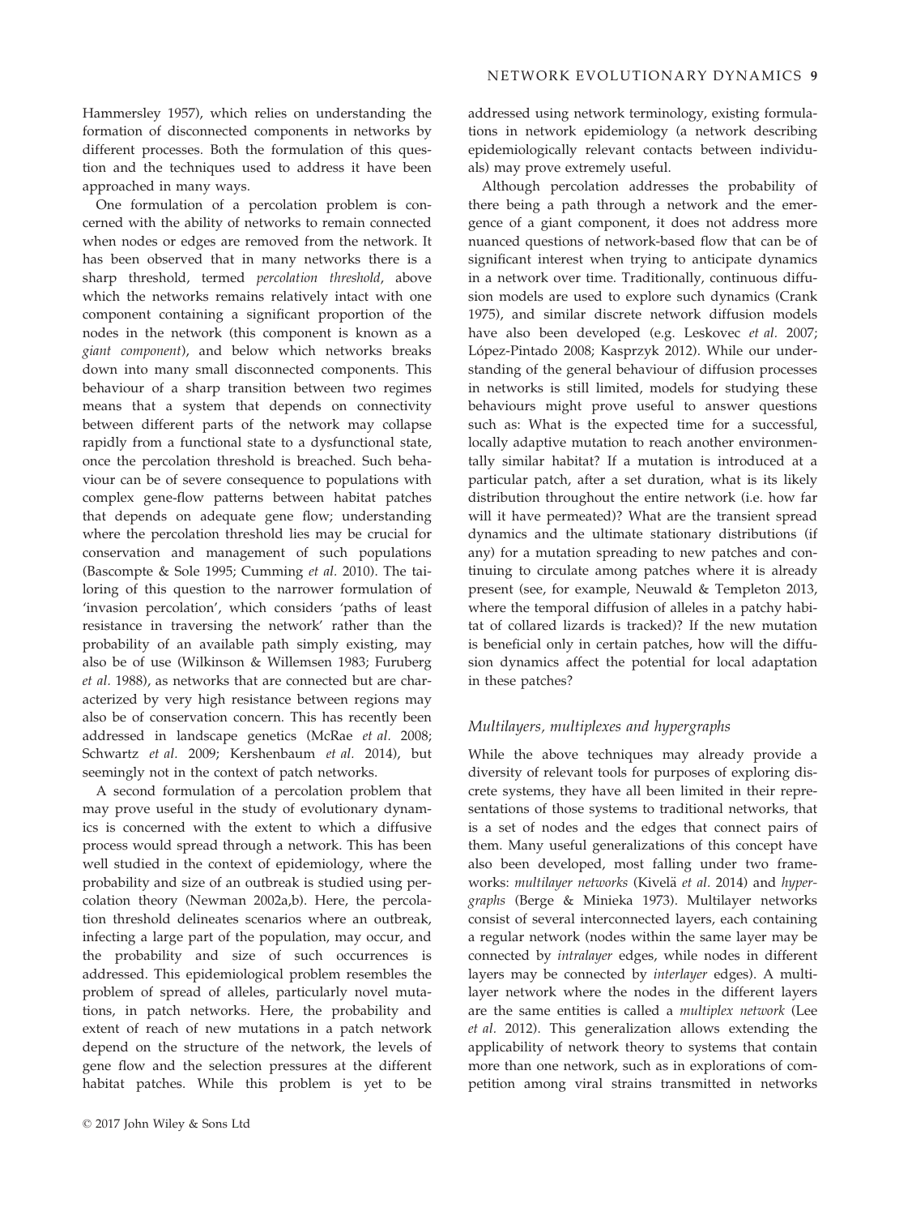Hammersley 1957), which relies on understanding the formation of disconnected components in networks by different processes. Both the formulation of this question and the techniques used to address it have been approached in many ways.

One formulation of a percolation problem is concerned with the ability of networks to remain connected when nodes or edges are removed from the network. It has been observed that in many networks there is a sharp threshold, termed *percolation threshold*, above which the networks remains relatively intact with one component containing a significant proportion of the nodes in the network (this component is known as a *giant component*), and below which networks breaks down into many small disconnected components. This behaviour of a sharp transition between two regimes means that a system that depends on connectivity between different parts of the network may collapse rapidly from a functional state to a dysfunctional state, once the percolation threshold is breached. Such behaviour can be of severe consequence to populations with complex gene-flow patterns between habitat patches that depends on adequate gene flow; understanding where the percolation threshold lies may be crucial for conservation and management of such populations (Bascompte & Sole 1995; Cumming *et al.* 2010). The tailoring of this question to the narrower formulation of 'invasion percolation', which considers 'paths of least resistance in traversing the network' rather than the probability of an available path simply existing, may also be of use (Wilkinson & Willemsen 1983; Furuberg *et al.* 1988), as networks that are connected but are characterized by very high resistance between regions may also be of conservation concern. This has recently been addressed in landscape genetics (McRae *et al.* 2008; Schwartz *et al.* 2009; Kershenbaum *et al.* 2014), but seemingly not in the context of patch networks.

A second formulation of a percolation problem that may prove useful in the study of evolutionary dynamics is concerned with the extent to which a diffusive process would spread through a network. This has been well studied in the context of epidemiology, where the probability and size of an outbreak is studied using percolation theory (Newman 2002a,b). Here, the percolation threshold delineates scenarios where an outbreak, infecting a large part of the population, may occur, and the probability and size of such occurrences is addressed. This epidemiological problem resembles the problem of spread of alleles, particularly novel mutations, in patch networks. Here, the probability and extent of reach of new mutations in a patch network depend on the structure of the network, the levels of gene flow and the selection pressures at the different habitat patches. While this problem is yet to be addressed using network terminology, existing formulations in network epidemiology (a network describing epidemiologically relevant contacts between individuals) may prove extremely useful.

Although percolation addresses the probability of there being a path through a network and the emergence of a giant component, it does not address more nuanced questions of network-based flow that can be of significant interest when trying to anticipate dynamics in a network over time. Traditionally, continuous diffusion models are used to explore such dynamics (Crank 1975), and similar discrete network diffusion models have also been developed (e.g. Leskovec *et al.* 2007; López-Pintado 2008; Kasprzyk 2012). While our understanding of the general behaviour of diffusion processes in networks is still limited, models for studying these behaviours might prove useful to answer questions such as: What is the expected time for a successful, locally adaptive mutation to reach another environmentally similar habitat? If a mutation is introduced at a particular patch, after a set duration, what is its likely distribution throughout the entire network (i.e. how far will it have permeated)? What are the transient spread dynamics and the ultimate stationary distributions (if any) for a mutation spreading to new patches and continuing to circulate among patches where it is already present (see, for example, Neuwald & Templeton 2013, where the temporal diffusion of alleles in a patchy habitat of collared lizards is tracked)? If the new mutation is beneficial only in certain patches, how will the diffusion dynamics affect the potential for local adaptation in these patches?

### *Multilayers, multiplexes and hypergraphs*

While the above techniques may already provide a diversity of relevant tools for purposes of exploring discrete systems, they have all been limited in their representations of those systems to traditional networks, that is a set of nodes and the edges that connect pairs of them. Many useful generalizations of this concept have also been developed, most falling under two frameworks: *multilayer networks* (Kivelä *et al.* 2014) and *hypergraphs* (Berge & Minieka 1973). Multilayer networks consist of several interconnected layers, each containing a regular network (nodes within the same layer may be connected by *intralayer* edges, while nodes in different layers may be connected by *interlayer* edges). A multilayer network where the nodes in the different layers are the same entities is called a *multiplex network* (Lee *et al.* 2012). This generalization allows extending the applicability of network theory to systems that contain more than one network, such as in explorations of competition among viral strains transmitted in networks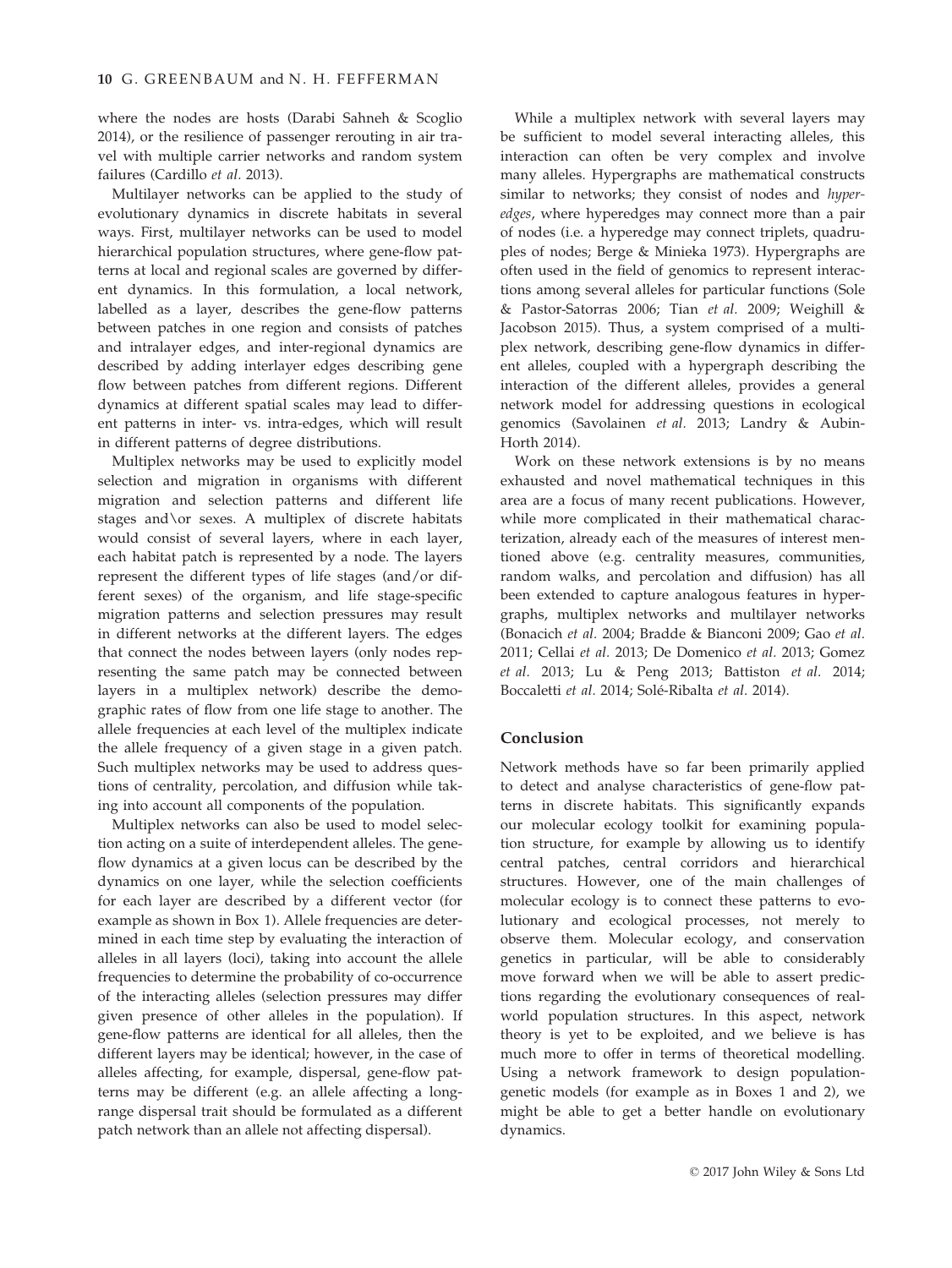where the nodes are hosts (Darabi Sahneh & Scoglio 2014), or the resilience of passenger rerouting in air travel with multiple carrier networks and random system failures (Cardillo *et al.* 2013).

Multilayer networks can be applied to the study of evolutionary dynamics in discrete habitats in several ways. First, multilayer networks can be used to model hierarchical population structures, where gene-flow patterns at local and regional scales are governed by different dynamics. In this formulation, a local network, labelled as a layer, describes the gene-flow patterns between patches in one region and consists of patches and intralayer edges, and inter-regional dynamics are described by adding interlayer edges describing gene flow between patches from different regions. Different dynamics at different spatial scales may lead to different patterns in inter- vs. intra-edges, which will result in different patterns of degree distributions.

Multiplex networks may be used to explicitly model selection and migration in organisms with different migration and selection patterns and different life stages and\or sexes. A multiplex of discrete habitats would consist of several layers, where in each layer, each habitat patch is represented by a node. The layers represent the different types of life stages (and/or different sexes) of the organism, and life stage-specific migration patterns and selection pressures may result in different networks at the different layers. The edges that connect the nodes between layers (only nodes representing the same patch may be connected between layers in a multiplex network) describe the demographic rates of flow from one life stage to another. The allele frequencies at each level of the multiplex indicate the allele frequency of a given stage in a given patch. Such multiplex networks may be used to address questions of centrality, percolation, and diffusion while taking into account all components of the population.

Multiplex networks can also be used to model selection acting on a suite of interdependent alleles. The gene-flow dynamics at a given locus can be described by the dynamics on one layer, while the selection coefficients for each layer are described by a different vector (for example as shown in Box 1). Allele frequencies are determined in each time step by evaluating the interaction of alleles in all layers (loci), taking into account the allele frequencies to determine the probability of co-occurrence of the interacting alleles (selection pressures may differ given presence of other alleles in the population). If gene-flow patterns are identical for all alleles, then the different layers may be identical; however, in the case of alleles affecting, for example, dispersal, gene-flow patterns may be different (e.g. an allele affecting a long-range dispersal trait should be formulated as a different patch network than an allele not affecting dispersal).

While a multiplex network with several layers may be sufficient to model several interacting alleles, this interaction can often be very complex and involve many alleles. Hypergraphs are mathematical constructs similar to networks; they consist of nodes and *hyperedges*, where hyperedges may connect more than a pair of nodes (i.e. a hyperedge may connect triplets, quadruples of nodes; Berge & Minieka 1973). Hypergraphs are often used in the field of genomics to represent interactions among several alleles for particular functions (Sole & Pastor-Satorras 2006; Tian *et al.* 2009; Weighill & Jacobson 2015). Thus, a system comprised of a multiplex network, describing gene-flow dynamics in different alleles, coupled with a hypergraph describing the interaction of the different alleles, provides a general network model for addressing questions in ecological genomics (Savolainen *et al.* 2013; Landry & Aubin-Horth 2014).

Work on these network extensions is by no means exhausted and novel mathematical techniques in this area are a focus of many recent publications. However, while more complicated in their mathematical characterization, already each of the measures of interest mentioned above (e.g. centrality measures, communities, random walks, and percolation and diffusion) has all been extended to capture analogous features in hypergraphs, multiplex networks and multilayer networks (Bonacich *et al.* 2004; Bradde & Bianconi 2009; Gao *et al.* 2011; Cellai *et al.* 2013; De Domenico *et al.* 2013; Gomez *et al.* 2013; Lu & Peng 2013; Battiston *et al.* 2014; Boccaletti *et al.* 2014; Solé-Ribalta *et al.* 2014).

## Conclusion

Network methods have so far been primarily applied to detect and analyse characteristics of gene-flow patterns in discrete habitats. This significantly expands our molecular ecology toolkit for examining population structure, for example by allowing us to identify central patches, central corridors and hierarchical structures. However, one of the main challenges of molecular ecology is to connect these patterns to evolutionary and ecological processes, not merely to observe them. Molecular ecology, and conservation genetics in particular, will be able to considerably move forward when we will be able to assert predictions regarding the evolutionary consequences of real-world population structures. In this aspect, network theory is yet to be exploited, and we believe is has much more to offer in terms of theoretical modelling. Using a network framework to design population-genetic models (for example as in Boxes 1 and 2), we might be able to get a better handle on evolutionary dynamics.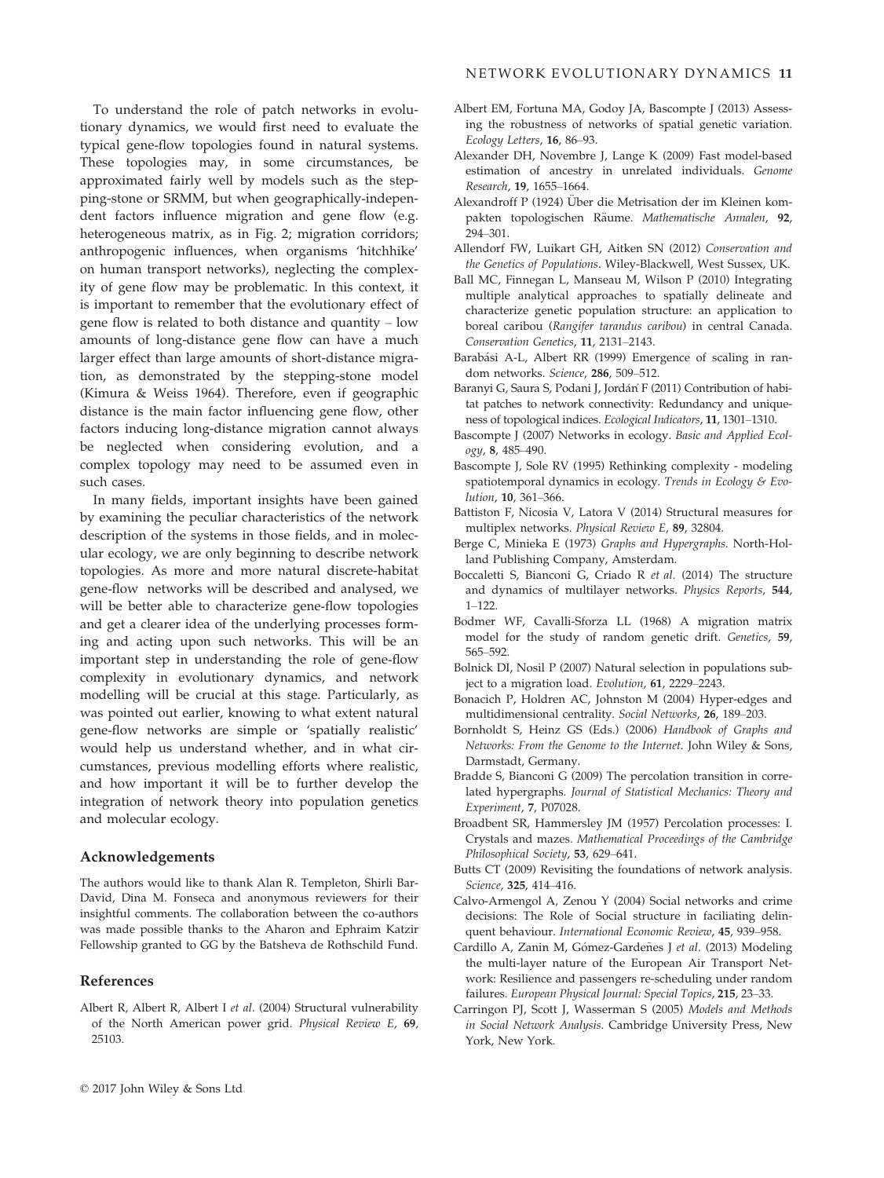To understand the role of patch networks in evolutionary dynamics, we would first need to evaluate the typical gene-flow topologies found in natural systems. These topologies may, in some circumstances, be approximated fairly well by models such as the stepping-stone or SRMM, but when geographically-independent factors influence migration and gene flow (e.g. heterogeneous matrix, as in Fig. 2; migration corridors; anthropogenic influences, when organisms 'hitchhike' on human transport networks), neglecting the complexity of gene flow may be problematic. In this context, it is important to remember that the evolutionary effect of gene flow is related to both distance and quantity – low amounts of long-distance gene flow can have a much larger effect than large amounts of short-distance migration, as demonstrated by the stepping-stone model (Kimura & Weiss 1964). Therefore, even if geographic distance is the main factor influencing gene flow, other factors inducing long-distance migration cannot always be neglected when considering evolution, and a complex topology may need to be assumed even in such cases.

In many fields, important insights have been gained by examining the peculiar characteristics of the network description of the systems in those fields, and in molecular ecology, we are only beginning to describe network topologies. As more and more natural discrete-habitat gene-flow networks will be described and analysed, we will be better able to characterize gene-flow topologies and get a clearer idea of the underlying processes forming and acting upon such networks. This will be an important step in understanding the role of gene-flow complexity in evolutionary dynamics, and network modelling will be crucial at this stage. Particularly, as was pointed out earlier, knowing to what extent natural gene-flow networks are simple or 'spatially realistic' would help us understand whether, and in what circumstances, previous modelling efforts where realistic, and how important it will be to further develop the integration of network theory into population genetics and molecular ecology.

## Acknowledgements

The authors would like to thank Alan R. Templeton, Shirli Bar-David, Dina M. Fonseca and anonymous reviewers for their insightful comments. The collaboration between the co-authors was made possible thanks to the Aharon and Ephraim Katzir Fellowship granted to GG by the Batsheva de Rothschild Fund.

## References

Albert R, Albert R, Albert I *et al.* (2004) Structural vulnerability of the North American power grid. *Physical Review E*, **69**, 25103.

Albert EM, Fortuna MA, Godoy JA, Bascompte J (2013) Assessing the robustness of networks of spatial genetic variation. *Ecology Letters*, **16**, 86–93.

Alexander DH, Novembre J, Lange K (2009) Fast model-based estimation of ancestry in unrelated individuals. *Genome Research*, **19**, 1655–1664.

Alexandroff P (1924) Über die Metrisation der im Kleinen kompakten topologischen Räume. *Mathematische Annalen*, **92**, 294–301.

Allendorf FW, Luikart GH, Aitken SN (2012) *Conservation and the Genetics of Populations*. Wiley-Blackwell, West Sussex, UK.

Ball MC, Finnegan L, Manseau M, Wilson P (2010) Integrating multiple analytical approaches to spatially delineate and characterize genetic population structure: an application to boreal caribou (*Rangifer tarandus caribou*) in central Canada. *Conservation Genetics*, **11**, 2131–2143.

Barabási A-L, Albert RR (1999) Emergence of scaling in random networks. *Science*, **286**, 509–512.

Baranyi G, Saura S, Podani J, Jordán F (2011) Contribution of habitat patches to network connectivity: Redundancy and uniqueness of topological indices. *Ecological Indicators*, **11**, 1301–1310.

Bascompte J (2007) Networks in ecology. *Basic and Applied Ecology*, **8**, 485–490.

Bascompte J, Sole RV (1995) Rethinking complexity - modeling spatiotemporal dynamics in ecology. *Trends in Ecology & Evolution*, **10**, 361–366.

Battiston F, Nicosia V, Latora V (2014) Structural measures for multiplex networks. *Physical Review E*, **89**, 32804.

Berge C, Minieka E (1973) *Graphs and Hypergraphs*. North-Holland Publishing Company, Amsterdam.

Boccaletti S, Bianconi G, Criado R *et al.* (2014) The structure and dynamics of multilayer networks. *Physics Reports*, **544**, 1–122.

Bodmer WF, Cavalli-Sforza LL (1968) A migration matrix model for the study of random genetic drift. *Genetics*, **59**, 565–592.

Bolnick DI, Nosil P (2007) Natural selection in populations subject to a migration load. *Evolution*, **61**, 2229–2243.

Bonacich P, Holdren AC, Johnston M (2004) Hyper-edges and multidimensional centrality. *Social Networks*, **26**, 189–203.

Bornholdt S, Heinz GS (Eds.) (2006) *Handbook of Graphs and Networks: From the Genome to the Internet*. John Wiley & Sons, Darmstadt, Germany.

Bradde S, Bianconi G (2009) The percolation transition in correlated hypergraphs. *Journal of Statistical Mechanics: Theory and Experiment*, **7**, P07028.

Broadbent SR, Hammersley JM (1957) Percolation processes: I. Crystals and mazes. *Mathematical Proceedings of the Cambridge Philosophical Society*, **53**, 629–641.

Butts CT (2009) Revisiting the foundations of network analysis. *Science*, **325**, 414–416.

Calvo-Armengol A, Zenou Y (2004) Social networks and crime decisions: The Role of Social structure in faciliating delinquent behaviour. *International Economic Review*, **45**, 939–958.

Cardillo A, Zanin M, Gómez-Gardeñes J *et al.* (2013) Modeling the multi-layer nature of the European Air Transport Network: Resilience and passengers re-scheduling under random failures. *European Physical Journal: Special Topics*, **215**, 23–33.

Carringon PJ, Scott J, Wasserman S (2005) *Models and Methods in Social Network Analysis*. Cambridge University Press, New York, New York.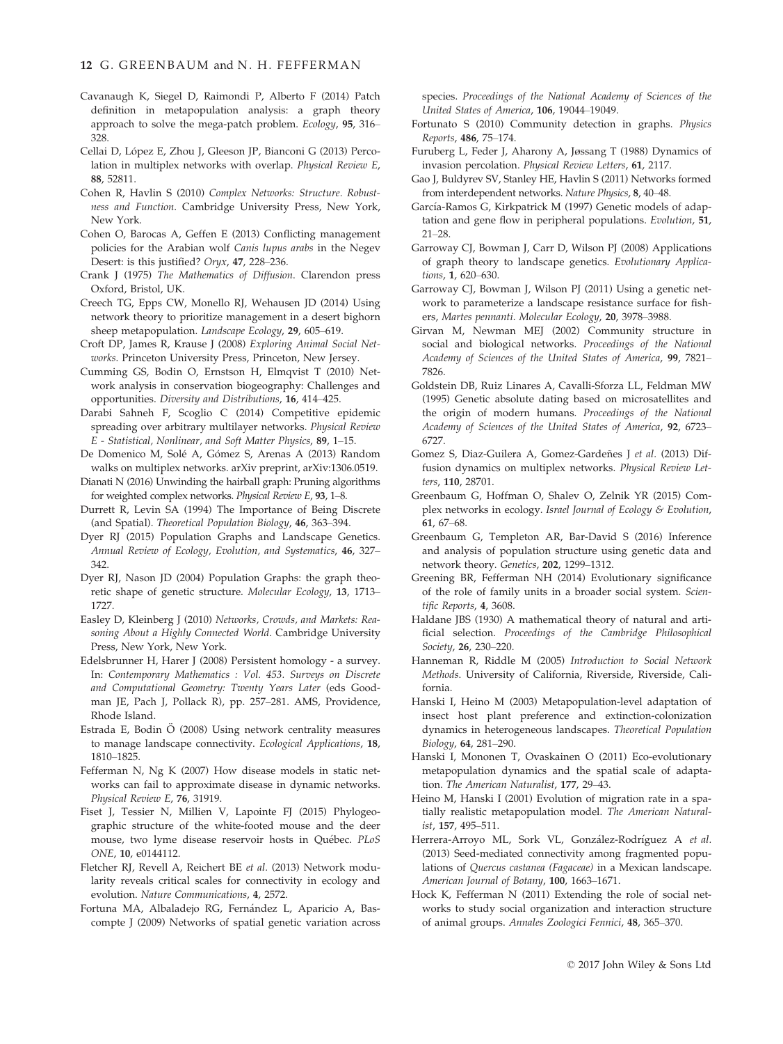Cavanaugh K, Siegel D, Raimondi P, Alberto F (2014) Patch definition in metapopulation analysis: a graph theory approach to solve the mega-patch problem. *Ecology*, **95**, 316–328.

Cellai D, López E, Zhou J, Gleeson JP, Bianconi G (2013) Percolation in multiplex networks with overlap. *Physical Review E*, **88**, 52811.

Cohen R, Havlin S (2010) *Complex Networks: Structure. Robustness and Function*. Cambridge University Press, New York, New York.

Cohen O, Barocas A, Geffen E (2013) Conflicting management policies for the Arabian wolf *Canis lupus arabs* in the Negev Desert: is this justified? *Oryx*, **47**, 228–236.

Crank J (1975) *The Mathematics of Diffusion*. Clarendon press Oxford, Bristol, UK.

Creech TG, Epps CW, Monello RJ, Wehausen JD (2014) Using network theory to prioritize management in a desert bighorn sheep metapopulation. *Landscape Ecology*, **29**, 605–619.

Croft DP, James R, Krause J (2008) *Exploring Animal Social Networks*. Princeton University Press, Princeton, New Jersey.

Cumming GS, Bodin O, Ernstson H, Elmqvist T (2010) Network analysis in conservation biogeography: Challenges and opportunities. *Diversity and Distributions*, **16**, 414–425.

Darabi Sahneh F, Scoglio C (2014) Competitive epidemic spreading over arbitrary multilayer networks. *Physical Review E - Statistical, Nonlinear, and Soft Matter Physics*, **89**, 1–15.

De Domenico M, Solé A, Gómez S, Arenas A (2013) Random walks on multiplex networks. arXiv preprint, arXiv:1306.0519.

Dianati N (2016) Unwinding the hairball graph: Pruning algorithms for weighted complex networks. *Physical Review E*, **93**, 1–8.

Durrett R, Levin SA (1994) The Importance of Being Discrete (and Spatial). *Theoretical Population Biology*, **46**, 363–394.

Dyer RJ (2015) Population Graphs and Landscape Genetics. *Annual Review of Ecology, Evolution, and Systematics*, **46**, 327–342.

Dyer RJ, Nason JD (2004) Population Graphs: the graph theoretic shape of genetic structure. *Molecular Ecology*, **13**, 1713–1727.

Easley D, Kleinberg J (2010) *Networks, Crowds, and Markets: Reasoning About a Highly Connected World*. Cambridge University Press, New York, New York.

Edelsbrunner H, Harer J (2008) Persistent homology - a survey. In: *Contemporary Mathematics : Vol. 453. Surveys on Discrete and Computational Geometry: Twenty Years Later* (eds Goodman JE, Pach J, Pollack R), pp. 257–281. AMS, Providence, Rhode Island.

Estrada E, Bodin Ö (2008) Using network centrality measures to manage landscape connectivity. *Ecological Applications*, **18**, 1810–1825.

Fefferman N, Ng K (2007) How disease models in static networks can fail to approximate disease in dynamic networks. *Physical Review E*, **76**, 31919.

Fiset J, Tessier N, Millien V, Lapointe FJ (2015) Phylogeographic structure of the white-footed mouse and the deer mouse, two lyme disease reservoir hosts in Québec. *PLoS ONE*, **10**, e0144112.

Fletcher RJ, Revell A, Reichert BE *et al.* (2013) Network modularity reveals critical scales for connectivity in ecology and evolution. *Nature Communications*, **4**, 2572.

Fortuna MA, Albaladejo RG, Fernández L, Aparicio A, Bascompte J (2009) Networks of spatial genetic variation across species. *Proceedings of the National Academy of Sciences of the United States of America*, **106**, 19044–19049.

Fortunato S (2010) Community detection in graphs. *Physics Reports*, **486**, 75–174.

Furuberg L, Feder J, Aharony A, Jøssang T (1988) Dynamics of invasion percolation. *Physical Review Letters*, **61**, 2117.

Gao J, Buldyrev SV, Stanley HE, Havlin S (2011) Networks formed from interdependent networks. *Nature Physics*, **8**, 40–48.

García-Ramos G, Kirkpatrick M (1997) Genetic models of adaptation and gene flow in peripheral populations. *Evolution*, **51**, 21–28.

Garroway CJ, Bowman J, Carr D, Wilson PJ (2008) Applications of graph theory to landscape genetics. *Evolutionary Applications*, **1**, 620–630.

Garroway CJ, Bowman J, Wilson PJ (2011) Using a genetic network to parameterize a landscape resistance surface for fishers, *Martes pennanti*. *Molecular Ecology*, **20**, 3978–3988.

Girvan M, Newman MEJ (2002) Community structure in social and biological networks. *Proceedings of the National Academy of Sciences of the United States of America*, **99**, 7821–7826.

Goldstein DB, Ruiz Linares A, Cavalli-Sforza LL, Feldman MW (1995) Genetic absolute dating based on microsatellites and the origin of modern humans. *Proceedings of the National Academy of Sciences of the United States of America*, **92**, 6723–6727.

Gomez S, Diaz-Guilera A, Gomez-Gardeñes J *et al.* (2013) Diffusion dynamics on multiplex networks. *Physical Review Letters*, **110**, 28701.

Greenbaum G, Hoffman O, Shalev O, Zelnik YR (2015) Complex networks in ecology. *Israel Journal of Ecology & Evolution*, **61**, 67–68.

Greenbaum G, Templeton AR, Bar-David S (2016) Inference and analysis of population structure using genetic data and network theory. *Genetics*, **202**, 1299–1312.

Greening BR, Fefferman NH (2014) Evolutionary significance of the role of family units in a broader social system. *Scientific Reports*, **4**, 3608.

Haldane JBS (1930) A mathematical theory of natural and artificial selection. *Proceedings of the Cambridge Philosophical Society*, **26**, 230–220.

Hanneman R, Riddle M (2005) *Introduction to Social Network Methods*. University of California, Riverside, Riverside, California.

Hanski I, Heino M (2003) Metapopulation-level adaptation of insect host plant preference and extinction-colonization dynamics in heterogeneous landscapes. *Theoretical Population Biology*, **64**, 281–290.

Hanski I, Mononen T, Ovaskainen O (2011) Eco-evolutionary metapopulation dynamics and the spatial scale of adaptation. *The American Naturalist*, **177**, 29–43.

Heino M, Hanski I (2001) Evolution of migration rate in a spatially realistic metapopulation model. *The American Naturalist*, **157**, 495–511.

Herrera-Arroyo ML, Sork VL, González-Rodríguez A *et al.* (2013) Seed-mediated connectivity among fragmented populations of *Quercus castanea (Fagaceae)* in a Mexican landscape. *American Journal of Botany*, **100**, 1663–1671.

Hock K, Fefferman N (2011) Extending the role of social networks to study social organization and interaction structure of animal groups. *Annales Zoologici Fennici*, **48**, 365–370.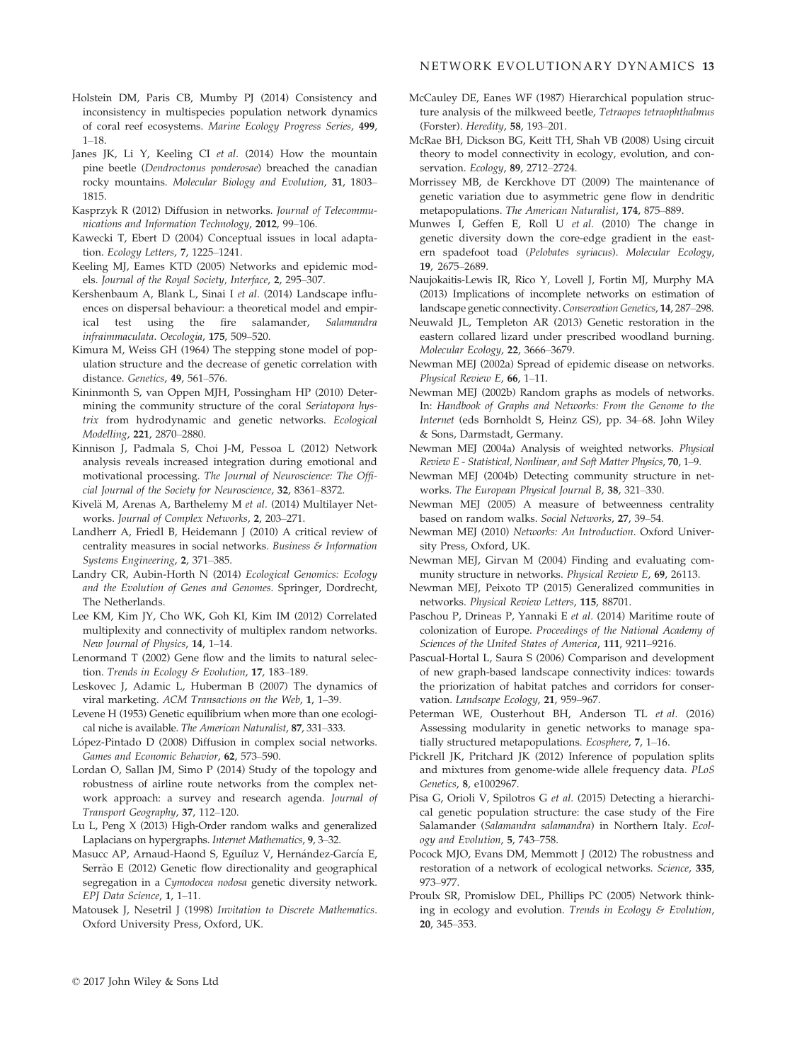Holstein DM, Paris CB, Mumby PJ (2014) Consistency and inconsistency in multispecies population network dynamics of coral reef ecosystems. *Marine Ecology Progress Series*, **499**, 1–18.

Janes JK, Li Y, Keeling CI *et al.* (2014) How the mountain pine beetle (*Dendroctonus ponderosae*) breached the canadian rocky mountains. *Molecular Biology and Evolution*, **31**, 1803–1815.

Kasprzyk R (2012) Diffusion in networks. *Journal of Telecommunications and Information Technology*, **2012**, 99–106.

Kawecki T, Ebert D (2004) Conceptual issues in local adaptation. *Ecology Letters*, **7**, 1225–1241.

Keeling MJ, Eames KTD (2005) Networks and epidemic models. *Journal of the Royal Society, Interface*, **2**, 295–307.

Kershenbaum A, Blank L, Sinai I *et al.* (2014) Landscape influences on dispersal behaviour: a theoretical model and empirical test using the fire salamander, *Salamandra infraimmaculata*. *Oecologia*, **175**, 509–520.

Kimura M, Weiss GH (1964) The stepping stone model of population structure and the decrease of genetic correlation with distance. *Genetics*, **49**, 561–576.

Kininmonth S, van Oppen MJH, Possingham HP (2010) Determining the community structure of the coral *Seriatopora hystrix* from hydrodynamic and genetic networks. *Ecological Modelling*, **221**, 2870–2880.

Kinnison J, Padmala S, Choi J-M, Pessoa L (2012) Network analysis reveals increased integration during emotional and motivational processing. *The Journal of Neuroscience: The Official Journal of the Society for Neuroscience*, **32**, 8361–8372.

Kivelä M, Arenas A, Barthelemy M *et al.* (2014) Multilayer Networks. *Journal of Complex Networks*, **2**, 203–271.

Landherr A, Friedl B, Heidemann J (2010) A critical review of centrality measures in social networks. *Business & Information Systems Engineering*, **2**, 371–385.

Landry CR, Aubin-Horth N (2014) *Ecological Genomics: Ecology and the Evolution of Genes and Genomes*. Springer, Dordrecht, The Netherlands.

Lee KM, Kim JY, Cho WK, Goh KI, Kim IM (2012) Correlated multiplexity and connectivity of multiplex random networks. *New Journal of Physics*, **14**, 1–14.

Lenormand T (2002) Gene flow and the limits to natural selection. *Trends in Ecology & Evolution*, **17**, 183–189.

Leskovec J, Adamic L, Huberman B (2007) The dynamics of viral marketing. *ACM Transactions on the Web*, **1**, 1–39.

Levene H (1953) Genetic equilibrium when more than one ecological niche is available. *The American Naturalist*, **87**, 331–333.

López-Pintado D (2008) Diffusion in complex social networks. *Games and Economic Behavior*, **62**, 573–590.

Lordan O, Sallan JM, Simo P (2014) Study of the topology and robustness of airline route networks from the complex network approach: a survey and research agenda. *Journal of Transport Geography*, **37**, 112–120.

Lu L, Peng X (2013) High-Order random walks and generalized Laplacians on hypergraphs. *Internet Mathematics*, **9**, 3–32.

Masucc AP, Arnaud-Haond S, Eguíluz V, Hernández-García E, Serrão E (2012) Genetic flow directionality and geographical segregation in a *Cymodocea nodosa* genetic diversity network. *EPJ Data Science*, **1**, 1–11.

Matousek J, Nesetril J (1998) *Invitation to Discrete Mathematics*. Oxford University Press, Oxford, UK.

McCauley DE, Eanes WF (1987) Hierarchical population structure analysis of the milkweed beetle, *Tetraopes tetraophthalmus* (Forster). *Heredity*, **58**, 193–201.

McRae BH, Dickson BG, Keitt TH, Shah VB (2008) Using circuit theory to model connectivity in ecology, evolution, and conservation. *Ecology*, **89**, 2712–2724.

Morrissey MB, de Kerckhove DT (2009) The maintenance of genetic variation due to asymmetric gene flow in dendritic metapopulations. *The American Naturalist*, **174**, 875–889.

Munwes I, Geffen E, Roll U *et al.* (2010) The change in genetic diversity down the core-edge gradient in the eastern spadefoot toad (*Pelobates syriacus*). *Molecular Ecology*, **19**, 2675–2689.

Naujokaitis-Lewis IR, Rico Y, Lovell J, Fortin MJ, Murphy MA (2013) Implications of incomplete networks on estimation of landscape genetic connectivity. *Conservation Genetics*, **14**, 287–298.

Neuwald JL, Templeton AR (2013) Genetic restoration in the eastern collared lizard under prescribed woodland burning. *Molecular Ecology*, **22**, 3666–3679.

Newman MEJ (2002a) Spread of epidemic disease on networks. *Physical Review E*, **66**, 1–11.

Newman MEJ (2002b) Random graphs as models of networks. In: *Handbook of Graphs and Networks: From the Genome to the Internet* (eds Bornholdt S, Heinz GS), pp. 34–68. John Wiley & Sons, Darmstadt, Germany.

Newman MEJ (2004a) Analysis of weighted networks. *Physical Review E - Statistical, Nonlinear, and Soft Matter Physics*, **70**, 1–9.

Newman MEJ (2004b) Detecting community structure in networks. *The European Physical Journal B*, **38**, 321–330.

Newman MEJ (2005) A measure of betweenness centrality based on random walks. *Social Networks*, **27**, 39–54.

Newman MEJ (2010) *Networks: An Introduction*. Oxford University Press, Oxford, UK.

Newman MEJ, Girvan M (2004) Finding and evaluating community structure in networks. *Physical Review E*, **69**, 26113.

Newman MEJ, Peixoto TP (2015) Generalized communities in networks. *Physical Review Letters*, **115**, 88701.

Paschou P, Drineas P, Yannaki E *et al.* (2014) Maritime route of colonization of Europe. *Proceedings of the National Academy of Sciences of the United States of America*, **111**, 9211–9216.

Pascual-Hortal L, Saura S (2006) Comparison and development of new graph-based landscape connectivity indices: towards the priorization of habitat patches and corridors for conservation. *Landscape Ecology*, **21**, 959–967.

Peterman WE, Ousterhout BH, Anderson TL *et al.* (2016) Assessing modularity in genetic networks to manage spatially structured metapopulations. *Ecosphere*, **7**, 1–16.

Pickrell JK, Pritchard JK (2012) Inference of population splits and mixtures from genome-wide allele frequency data. *PLoS Genetics*, **8**, e1002967.

Pisa G, Orioli V, Spilotros G *et al.* (2015) Detecting a hierarchical genetic population structure: the case study of the Fire Salamander (*Salamandra salamandra*) in Northern Italy. *Ecology and Evolution*, **5**, 743–758.

Pocock MJO, Evans DM, Memmott J (2012) The robustness and restoration of a network of ecological networks. *Science*, **335**, 973–977.

Proulx SR, Promislow DEL, Phillips PC (2005) Network thinking in ecology and evolution. *Trends in Ecology & Evolution*, **20**, 345–353.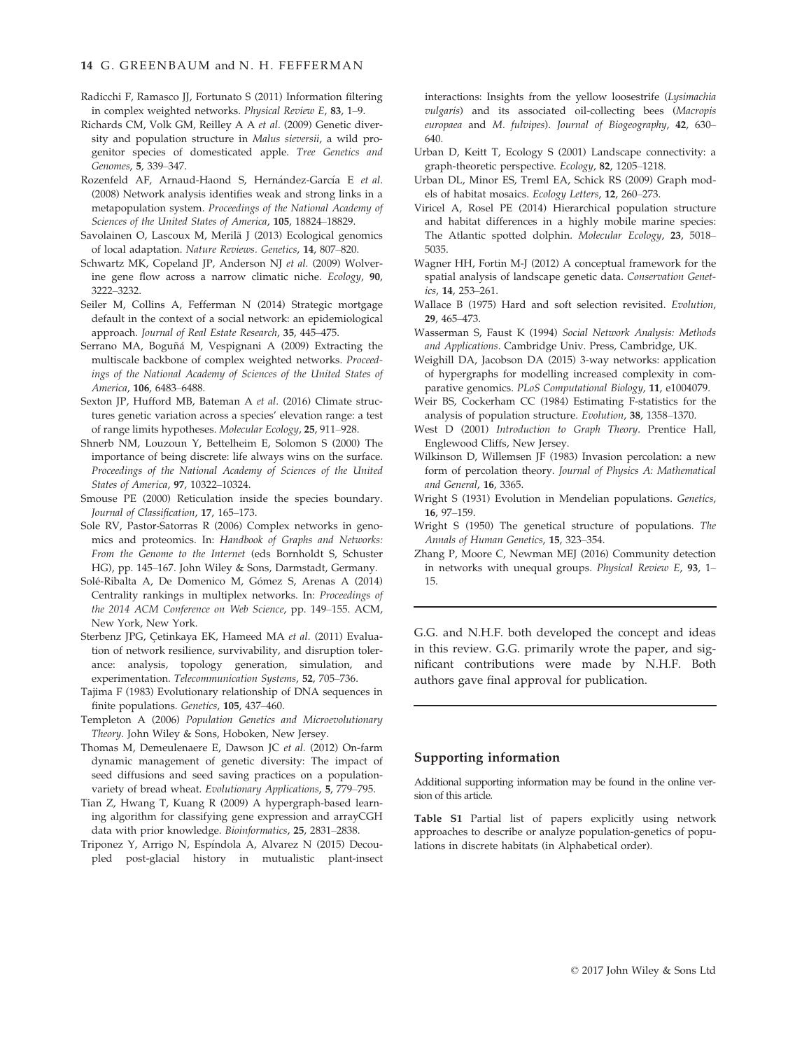Radicchi F, Ramasco JJ, Fortunato S (2011) Information filtering in complex weighted networks. *Physical Review E*, **83**, 1–9.

Richards CM, Volk GM, Reilley A A *et al.* (2009) Genetic diversity and population structure in *Malus sieversii*, a wild progenitor species of domesticated apple. *Tree Genetics and Genomes*, **5**, 339–347.

Rozenfeld AF, Arnaud-Haond S, Hernández-García E *et al.* (2008) Network analysis identifies weak and strong links in a metapopulation system. *Proceedings of the National Academy of Sciences of the United States of America*, **105**, 18824–18829.

Savolainen O, Lascoux M, Merilä J (2013) Ecological genomics of local adaptation. *Nature Reviews. Genetics*, **14**, 807–820.

Schwartz MK, Copeland JP, Anderson NJ *et al.* (2009) Wolverine gene flow across a narrow climatic niche. *Ecology*, **90**, 3222–3232.

Seiler M, Collins A, Fefferman N (2014) Strategic mortgage default in the context of a social network: an epidemiological approach. *Journal of Real Estate Research*, **35**, 445–475.

Serrano MA, Boguñá M, Vespignani A (2009) Extracting the multiscale backbone of complex weighted networks. *Proceedings of the National Academy of Sciences of the United States of America*, **106**, 6483–6488.

Sexton JP, Hufford MB, Bateman A *et al.* (2016) Climate structures genetic variation across a species' elevation range: a test of range limits hypotheses. *Molecular Ecology*, **25**, 911–928.

Shnerb NM, Louzoun Y, Bettelheim E, Solomon S (2000) The importance of being discrete: life always wins on the surface. *Proceedings of the National Academy of Sciences of the United States of America*, **97**, 10322–10324.

Smouse PE (2000) Reticulation inside the species boundary. *Journal of Classification*, **17**, 165–173.

Sole RV, Pastor-Satorras R (2006) Complex networks in genomics and proteomics. In: *Handbook of Graphs and Networks: From the Genome to the Internet* (eds Bornholdt S, Schuster HG), pp. 145–167. John Wiley & Sons, Darmstadt, Germany.

Solé-Ribalta A, De Domenico M, Gómez S, Arenas A (2014) Centrality rankings in multiplex networks. In: *Proceedings of the 2014 ACM Conference on Web Science*, pp. 149–155. ACM, New York, New York.

Sterbenz JPG, Çetinkaya EK, Hameed MA *et al.* (2011) Evaluation of network resilience, survivability, and disruption tolerance: analysis, topology generation, simulation, and experimentation. *Telecommunication Systems*, **52**, 705–736.

Tajima F (1983) Evolutionary relationship of DNA sequences in finite populations. *Genetics*, **105**, 437–460.

Templeton A (2006) *Population Genetics and Microevolutionary Theory*. John Wiley & Sons, Hoboken, New Jersey.

Thomas M, Demeulenaere E, Dawson JC *et al.* (2012) On-farm dynamic management of genetic diversity: The impact of seed diffusions and seed saving practices on a population-variety of bread wheat. *Evolutionary Applications*, **5**, 779–795.

Tian Z, Hwang T, Kuang R (2009) A hypergraph-based learning algorithm for classifying gene expression and arrayCGH data with prior knowledge. *Bioinformatics*, **25**, 2831–2838.

Triponez Y, Arrigo N, Espíndola A, Alvarez N (2015) Decoupled post-glacial history in mutualistic plant-insect interactions: Insights from the yellow loosestrife (*Lysimachia vulgaris*) and its associated oil-collecting bees (*Macropis europaea* and *M. fulvipes*). *Journal of Biogeography*, **42**, 630–640.

Urban D, Keitt T, Ecology S (2001) Landscape connectivity: a graph-theoretic perspective. *Ecology*, **82**, 1205–1218.

Urban DL, Minor ES, Treml EA, Schick RS (2009) Graph models of habitat mosaics. *Ecology Letters*, **12**, 260–273.

Viricel A, Rosel PE (2014) Hierarchical population structure and habitat differences in a highly mobile marine species: The Atlantic spotted dolphin. *Molecular Ecology*, **23**, 5018–5035.

Wagner HH, Fortin M-J (2012) A conceptual framework for the spatial analysis of landscape genetic data. *Conservation Genetics*, **14**, 253–261.

Wallace B (1975) Hard and soft selection revisited. *Evolution*, **29**, 465–473.

Wasserman S, Faust K (1994) *Social Network Analysis: Methods and Applications*. Cambridge Univ. Press, Cambridge, UK.

Weighill DA, Jacobson DA (2015) 3-way networks: application of hypergraphs for modelling increased complexity in comparative genomics. *PLoS Computational Biology*, **11**, e1004079.

Weir BS, Cockerham CC (1984) Estimating F-statistics for the analysis of population structure. *Evolution*, **38**, 1358–1370.

West D (2001) *Introduction to Graph Theory*. Prentice Hall, Englewood Cliffs, New Jersey.

Wilkinson D, Willemsen JF (1983) Invasion percolation: a new form of percolation theory. *Journal of Physics A: Mathematical and General*, **16**, 3365.

Wright S (1931) Evolution in Mendelian populations. *Genetics*, **16**, 97–159.

Wright S (1950) The genetical structure of populations. *The Annals of Human Genetics*, **15**, 323–354.

Zhang P, Moore C, Newman MEJ (2016) Community detection in networks with unequal groups. *Physical Review E*, **93**, 1–15.

---

G.G. and N.H.F. both developed the concept and ideas in this review. G.G. primarily wrote the paper, and significant contributions were made by N.H.F. Both authors gave final approval for publication.

---

## Supporting information

Additional supporting information may be found in the online version of this article.

**Table S1** Partial list of papers explicitly using network approaches to describe or analyze population-genetics of populations in discrete habitats (in Alphabetical order).